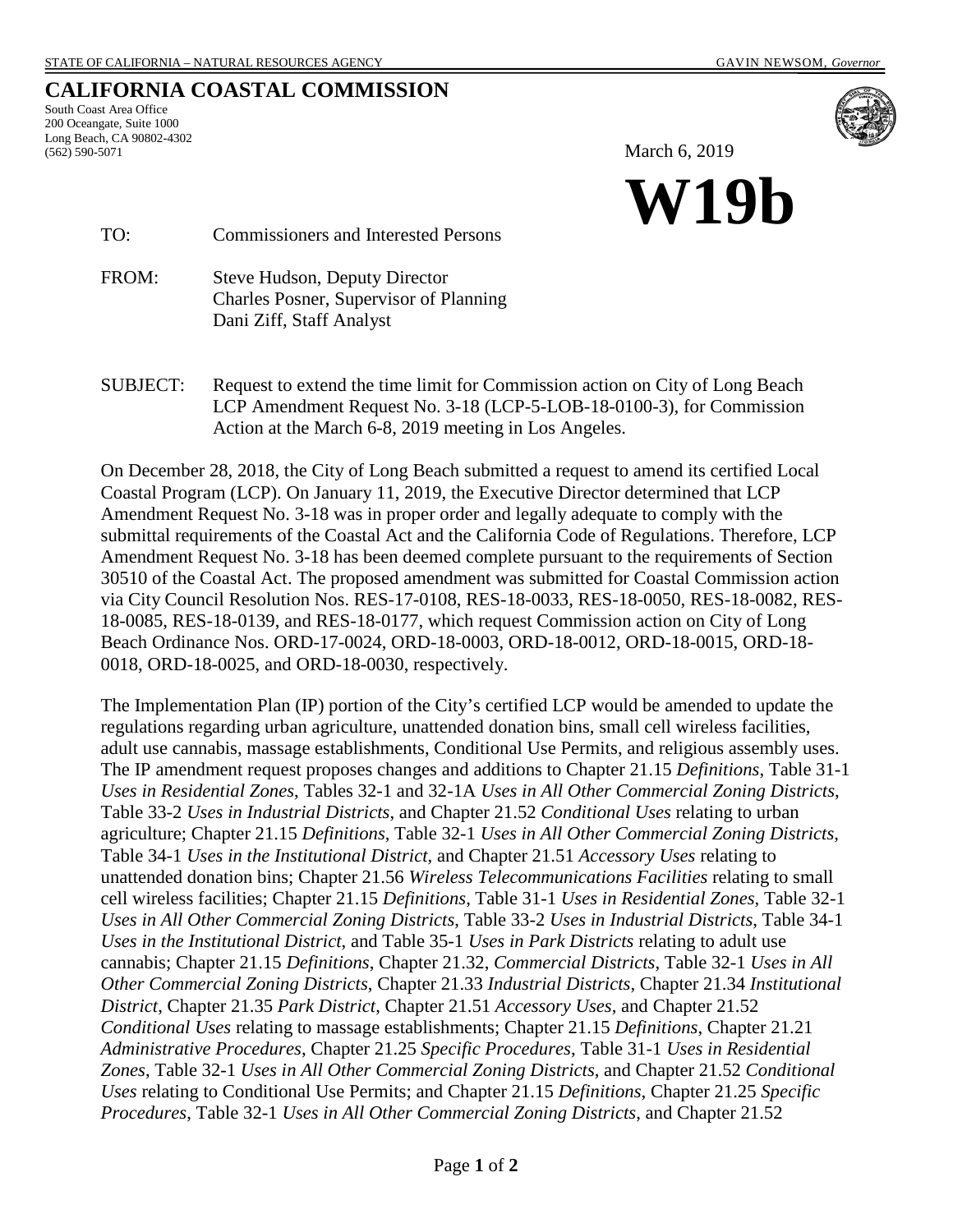STATE OF CALIFORNIA – NATURAL RESOURCES AGENCY GAVIN NEWSOM, *Governor*

# CALIFORNIA COASTAL COMMISSION

South Coast Area Office
200 Oceangate, Suite 1000
Long Beach, CA 90802-4302
(562) 590-5071

March 6, 2019

# W19b

TO: Commissioners and Interested Persons

FROM: Steve Hudson, Deputy Director
Charles Posner, Supervisor of Planning
Dani Ziff, Staff Analyst

SUBJECT: Request to extend the time limit for Commission action on City of Long Beach LCP Amendment Request No. 3-18 (LCP-5-LOB-18-0100-3), for Commission Action at the March 6-8, 2019 meeting in Los Angeles.

On December 28, 2018, the City of Long Beach submitted a request to amend its certified Local Coastal Program (LCP). On January 11, 2019, the Executive Director determined that LCP Amendment Request No. 3-18 was in proper order and legally adequate to comply with the submittal requirements of the Coastal Act and the California Code of Regulations. Therefore, LCP Amendment Request No. 3-18 has been deemed complete pursuant to the requirements of Section 30510 of the Coastal Act. The proposed amendment was submitted for Coastal Commission action via City Council Resolution Nos. RES-17-0108, RES-18-0033, RES-18-0050, RES-18-0082, RES-18-0085, RES-18-0139, and RES-18-0177, which request Commission action on City of Long Beach Ordinance Nos. ORD-17-0024, ORD-18-0003, ORD-18-0012, ORD-18-0015, ORD-18-0018, ORD-18-0025, and ORD-18-0030, respectively.

The Implementation Plan (IP) portion of the City's certified LCP would be amended to update the regulations regarding urban agriculture, unattended donation bins, small cell wireless facilities, adult use cannabis, massage establishments, Conditional Use Permits, and religious assembly uses. The IP amendment request proposes changes and additions to Chapter 21.15 *Definitions*, Table 31-1 *Uses in Residential Zones*, Tables 32-1 and 32-1A *Uses in All Other Commercial Zoning Districts*, Table 33-2 *Uses in Industrial Districts*, and Chapter 21.52 *Conditional Uses* relating to urban agriculture; Chapter 21.15 *Definitions*, Table 32-1 *Uses in All Other Commercial Zoning Districts*, Table 34-1 *Uses in the Institutional District*, and Chapter 21.51 *Accessory Uses* relating to unattended donation bins; Chapter 21.56 *Wireless Telecommunications Facilities* relating to small cell wireless facilities; Chapter 21.15 *Definitions*, Table 31-1 *Uses in Residential Zones*, Table 32-1 *Uses in All Other Commercial Zoning Districts*, Table 33-2 *Uses in Industrial Districts*, Table 34-1 *Uses in the Institutional District*, and Table 35-1 *Uses in Park Districts* relating to adult use cannabis; Chapter 21.15 *Definitions*, Chapter 21.32, *Commercial Districts*, Table 32-1 *Uses in All Other Commercial Zoning Districts*, Chapter 21.33 *Industrial Districts*, Chapter 21.34 *Institutional District*, Chapter 21.35 *Park District*, Chapter 21.51 *Accessory Uses*, and Chapter 21.52 *Conditional Uses* relating to massage establishments; Chapter 21.15 *Definitions*, Chapter 21.21 *Administrative Procedures*, Chapter 21.25 *Specific Procedures*, Table 31-1 *Uses in Residential Zones*, Table 32-1 *Uses in All Other Commercial Zoning Districts*, and Chapter 21.52 *Conditional Uses* relating to Conditional Use Permits; and Chapter 21.15 *Definitions*, Chapter 21.25 *Specific Procedures*, Table 32-1 *Uses in All Other Commercial Zoning Districts*, and Chapter 21.52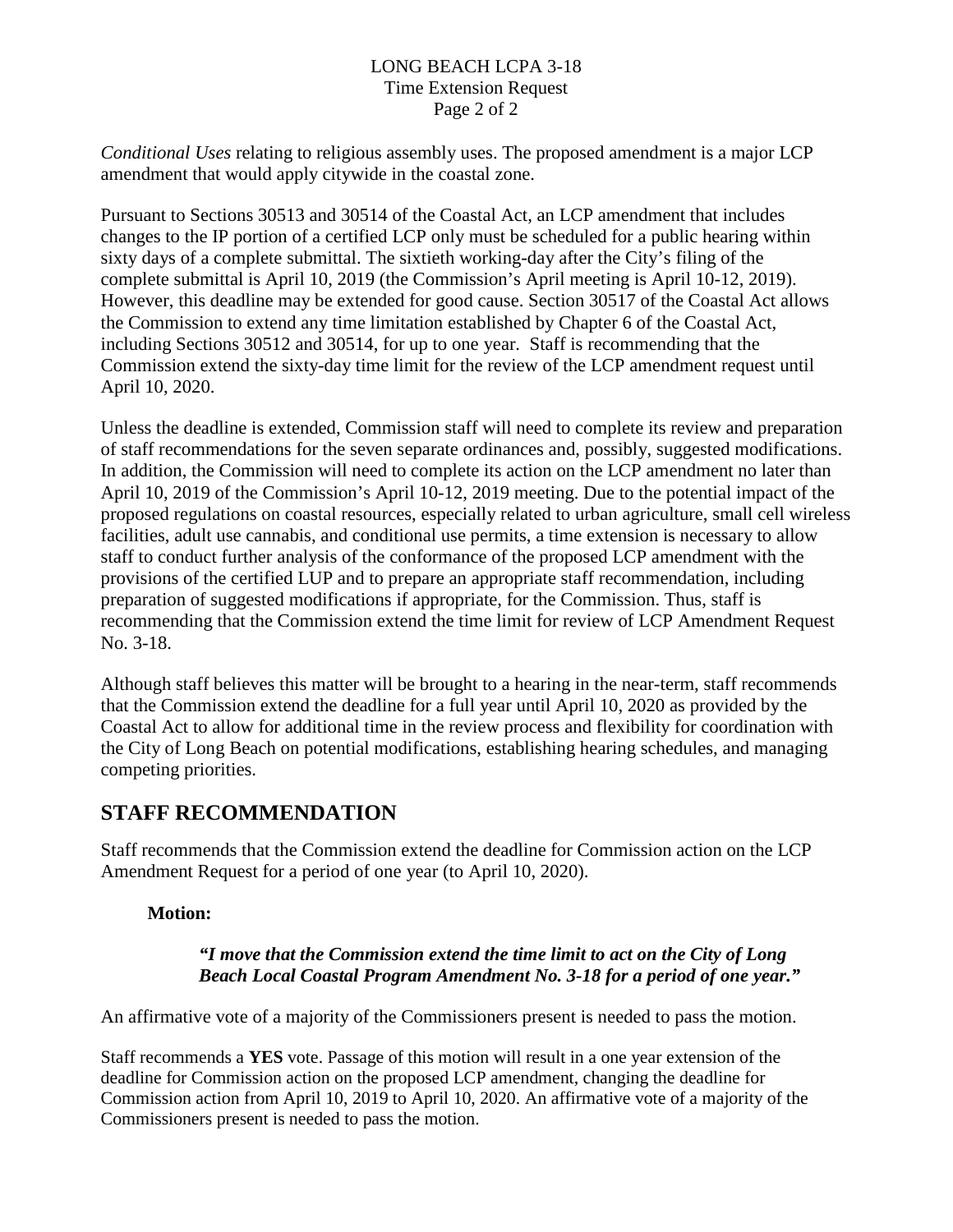*Conditional Uses* relating to religious assembly uses. The proposed amendment is a major LCP amendment that would apply citywide in the coastal zone.

Pursuant to Sections 30513 and 30514 of the Coastal Act, an LCP amendment that includes changes to the IP portion of a certified LCP only must be scheduled for a public hearing within sixty days of a complete submittal. The sixtieth working-day after the City's filing of the complete submittal is April 10, 2019 (the Commission's April meeting is April 10-12, 2019). However, this deadline may be extended for good cause. Section 30517 of the Coastal Act allows the Commission to extend any time limitation established by Chapter 6 of the Coastal Act, including Sections 30512 and 30514, for up to one year. Staff is recommending that the Commission extend the sixty-day time limit for the review of the LCP amendment request until April 10, 2020.

Unless the deadline is extended, Commission staff will need to complete its review and preparation of staff recommendations for the seven separate ordinances and, possibly, suggested modifications. In addition, the Commission will need to complete its action on the LCP amendment no later than April 10, 2019 of the Commission's April 10-12, 2019 meeting. Due to the potential impact of the proposed regulations on coastal resources, especially related to urban agriculture, small cell wireless facilities, adult use cannabis, and conditional use permits, a time extension is necessary to allow staff to conduct further analysis of the conformance of the proposed LCP amendment with the provisions of the certified LUP and to prepare an appropriate staff recommendation, including preparation of suggested modifications if appropriate, for the Commission. Thus, staff is recommending that the Commission extend the time limit for review of LCP Amendment Request No. 3-18.

Although staff believes this matter will be brought to a hearing in the near-term, staff recommends that the Commission extend the deadline for a full year until April 10, 2020 as provided by the Coastal Act to allow for additional time in the review process and flexibility for coordination with the City of Long Beach on potential modifications, establishing hearing schedules, and managing competing priorities.

## STAFF RECOMMENDATION

Staff recommends that the Commission extend the deadline for Commission action on the LCP Amendment Request for a period of one year (to April 10, 2020).

**Motion:**

> ***"I move that the Commission extend the time limit to act on the City of Long Beach Local Coastal Program Amendment No. 3-18 for a period of one year."***

An affirmative vote of a majority of the Commissioners present is needed to pass the motion.

Staff recommends a **YES** vote. Passage of this motion will result in a one year extension of the deadline for Commission action on the proposed LCP amendment, changing the deadline for Commission action from April 10, 2019 to April 10, 2020. An affirmative vote of a majority of the Commissioners present is needed to pass the motion.